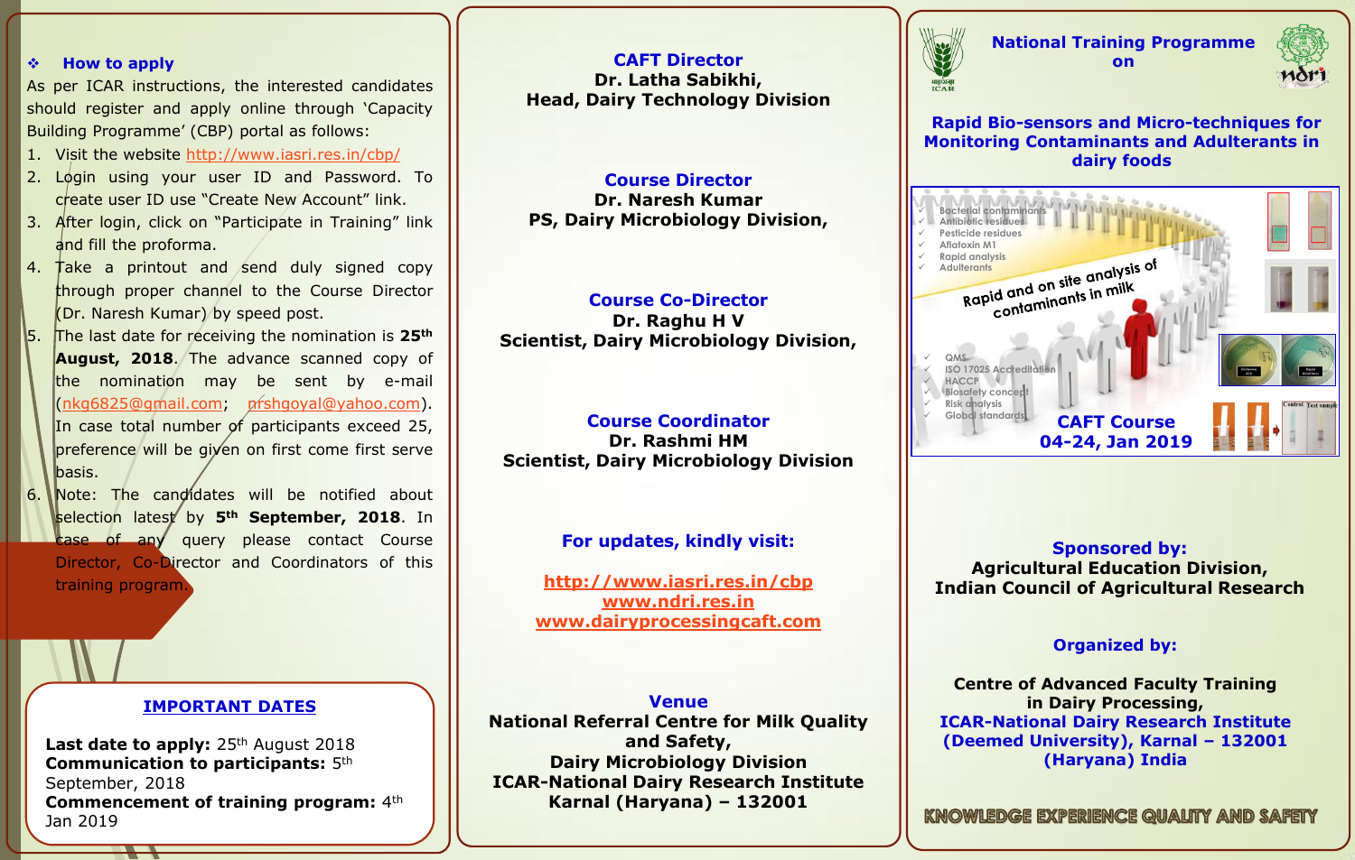### ❖ How to apply

As per ICAR instructions, the interested candidates should register and apply online through 'Capacity Building Programme' (CBP) portal as follows:

1. Visit the website http://www.iasri.res.in/cbp/
2. Login using your user ID and Password. To create user ID use "Create New Account" link.
3. After login, click on "Participate in Training" link and fill the proforma.
4. Take a printout and send duly signed copy through proper channel to the Course Director (Dr. Naresh Kumar) by speed post.
5. The last date for receiving the nomination is **25th August, 2018**. The advance scanned copy of the nomination may be sent by e-mail (nkg6825@gmail.com; prshgoyal@yahoo.com). In case total number of participants exceed 25, preference will be given on first come first serve basis.
6. Note: The candidates will be notified about selection latest by **5th September, 2018**. In case of any query please contact Course Director, Co-Director and Coordinators of this training program.

### IMPORTANT DATES

**Last date to apply:** 25th August 2018
**Communication to participants:** 5th September, 2018
**Commencement of training program:** 4th Jan 2019

**CAFT Director**
**Dr. Latha Sabikhi,**
**Head, Dairy Technology Division**

**Course Director**
**Dr. Naresh Kumar**
**PS, Dairy Microbiology Division,**

**Course Co-Director**
**Dr. Raghu H V**
**Scientist, Dairy Microbiology Division,**

**Course Coordinator**
**Dr. Rashmi HM**
**Scientist, Dairy Microbiology Division**

**For updates, kindly visit:**

http://www.iasri.res.in/cbp
www.ndri.res.in
www.dairyprocessingcaft.com

**Venue**
**National Referral Centre for Milk Quality and Safety,**
**Dairy Microbiology Division**
**ICAR-National Dairy Research Institute**
**Karnal (Haryana) – 132001**

## National Training Programme on

## Rapid Bio-sensors and Micro-techniques for Monitoring Contaminants and Adulterants in dairy foods

- Bacterial contaminants
- Antibiotic residues
- Pesticide residues
- Aflatoxin M1
- Rapid analysis
- Adulterants

Rapid and on site analysis of contaminants in milk

- QMS
- ISO 17025 Accreditation
- HACCP
- Biosafety concept
- Risk analysis
- Global standards

**CAFT Course**
**04-24, Jan 2019**

**Sponsored by:**
**Agricultural Education Division,**
**Indian Council of Agricultural Research**

**Organized by:**

**Centre of Advanced Faculty Training in Dairy Processing,**
**ICAR-National Dairy Research Institute (Deemed University), Karnal – 132001 (Haryana) India**

KNOWLEDGE EXPERIENCE QUALITY AND SAFETY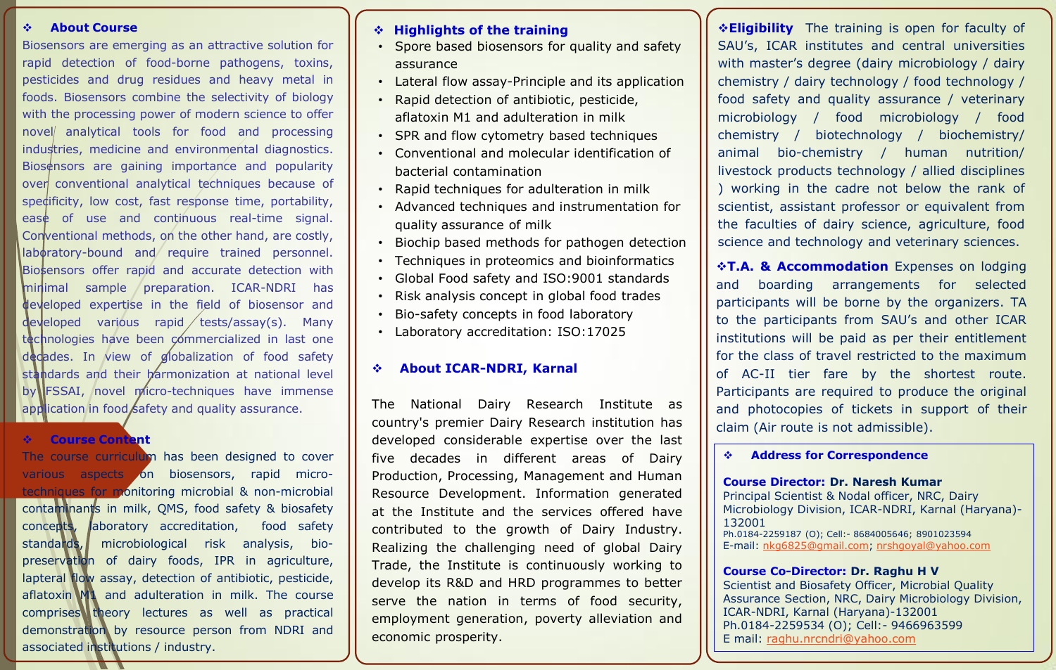## ❖ About Course

Biosensors are emerging as an attractive solution for rapid detection of food-borne pathogens, toxins, pesticides and drug residues and heavy metal in foods. Biosensors combine the selectivity of biology with the processing power of modern science to offer novel analytical tools for food and processing industries, medicine and environmental diagnostics. Biosensors are gaining importance and popularity over conventional analytical techniques because of specificity, low cost, fast response time, portability, ease of use and continuous real-time signal. Conventional methods, on the other hand, are costly, laboratory-bound and require trained personnel. Biosensors offer rapid and accurate detection with minimal sample preparation. ICAR-NDRI has developed expertise in the field of biosensor and developed various rapid tests/assay(s). Many technologies have been commercialized in last one decades. In view of globalization of food safety standards and their harmonization at national level by FSSAI, novel micro-techniques have immense application in food safety and quality assurance.

## ❖ Course Content

The course curriculum has been designed to cover various aspects on biosensors, rapid micro-techniques for monitoring microbial & non-microbial contaminants in milk, QMS, food safety & biosafety concepts, laboratory accreditation, food safety standards, microbiological risk analysis, bio-preservation of dairy foods, IPR in agriculture, lapteral flow assay, detection of antibiotic, pesticide, aflatoxin M1 and adulteration in milk. The course comprises theory lectures as well as practical demonstration by resource person from NDRI and associated institutions / industry.

## ❖ Highlights of the training

- Spore based biosensors for quality and safety assurance
- Lateral flow assay-Principle and its application
- Rapid detection of antibiotic, pesticide, aflatoxin M1 and adulteration in milk
- SPR and flow cytometry based techniques
- Conventional and molecular identification of bacterial contamination
- Rapid techniques for adulteration in milk
- Advanced techniques and instrumentation for quality assurance of milk
- Biochip based methods for pathogen detection
- Techniques in proteomics and bioinformatics
- Global Food safety and ISO:9001 standards
- Risk analysis concept in global food trades
- Bio-safety concepts in food laboratory
- Laboratory accreditation: ISO:17025

## ❖ About ICAR-NDRI, Karnal

The National Dairy Research Institute as country's premier Dairy Research institution has developed considerable expertise over the last five decades in different areas of Dairy Production, Processing, Management and Human Resource Development. Information generated at the Institute and the services offered have contributed to the growth of Dairy Industry. Realizing the challenging need of global Dairy Trade, the Institute is continuously working to develop its R&D and HRD programmes to better serve the nation in terms of food security, employment generation, poverty alleviation and economic prosperity.

## ❖ Eligibility

The training is open for faculty of SAU's, ICAR institutes and central universities with master's degree (dairy microbiology / dairy chemistry / dairy technology / food technology / food safety and quality assurance / veterinary microbiology / food microbiology / food chemistry / biotechnology / biochemistry/ animal bio-chemistry / human nutrition/ livestock products technology / allied disciplines ) working in the cadre not below the rank of scientist, assistant professor or equivalent from the faculties of dairy science, agriculture, food science and technology and veterinary sciences.

## ❖ T.A. & Accommodation

Expenses on lodging and boarding arrangements for selected participants will be borne by the organizers. TA to the participants from SAU's and other ICAR institutions will be paid as per their entitlement for the class of travel restricted to the maximum of AC-II tier fare by the shortest route. Participants are required to produce the original and photocopies of tickets in support of their claim (Air route is not admissible).

## ❖ Address for Correspondence

**Course Director: Dr. Naresh Kumar**
Principal Scientist & Nodal officer, NRC, Dairy Microbiology Division, ICAR-NDRI, Karnal (Haryana)-132001
Ph.0184-2259187 (O); Cell:- 8684005646; 8901023594
E-mail: nkg6825@gmail.com; nrshgoyal@yahoo.com

**Course Co-Director: Dr. Raghu H V**
Scientist and Biosafety Officer, Microbial Quality Assurance Section, NRC, Dairy Microbiology Division, ICAR-NDRI, Karnal (Haryana)-132001
Ph.0184-2259534 (O); Cell:- 9466963599
E mail: raghu.nrcndri@yahoo.com